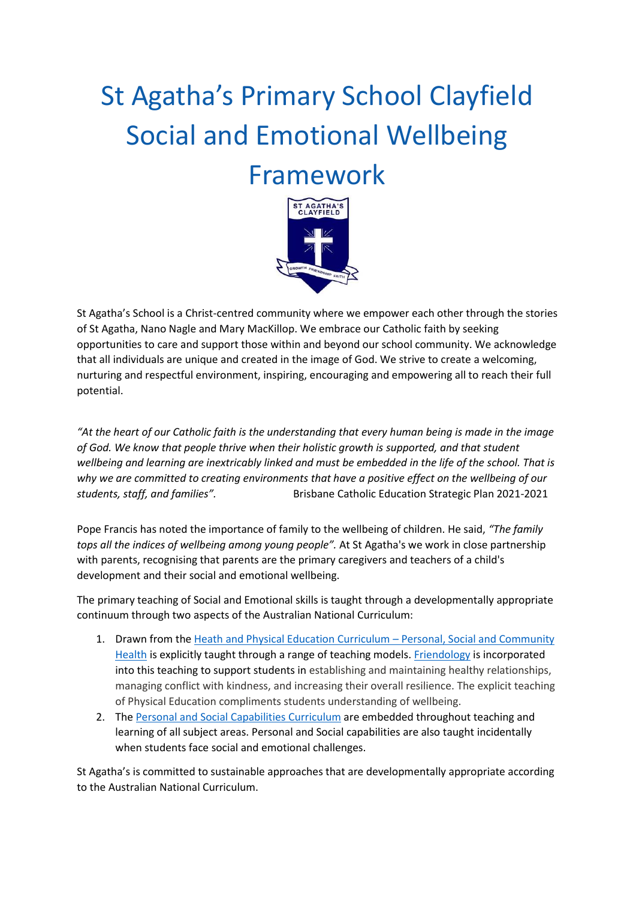# St Agatha's Primary School Clayfield Social and Emotional Wellbeing Framework

St Agatha's School is a Christ-centred community where we empower each other through the stories of St Agatha, Nano Nagle and Mary MacKillop. We embrace our Catholic faith by seeking opportunities to care and support those within and beyond our school community. We acknowledge that all individuals are unique and created in the image of God. We strive to create a welcoming, nurturing and respectful environment, inspiring, encouraging and empowering all to reach their full potential.

*"At the heart of our Catholic faith is the understanding that every human being is made in the image of God. We know that people thrive when their holistic growth is supported, and that student wellbeing and learning are inextricably linked and must be embedded in the life of the school. That is why we are committed to creating environments that have a positive effect on the wellbeing of our students, staff, and families".* Brisbane Catholic Education Strategic Plan 2021-2021

Pope Francis has noted the importance of family to the wellbeing of children. He said, *"The family tops all the indices of wellbeing among young people".* At St Agatha's we work in close partnership with parents, recognising that parents are the primary caregivers and teachers of a child's development and their social and emotional wellbeing.

The primary teaching of Social and Emotional skills is taught through a developmentally appropriate continuum through two aspects of the Australian National Curriculum:

1. Drawn from the Heath and Physical Education Curriculum – Personal, Social and Community Health is explicitly taught through a range of teaching models. Friendology is incorporated into this teaching to support students in establishing and maintaining healthy relationships, managing conflict with kindness, and increasing their overall resilience. The explicit teaching of Physical Education compliments students understanding of wellbeing.
2. The Personal and Social Capabilities Curriculum are embedded throughout teaching and learning of all subject areas. Personal and Social capabilities are also taught incidentally when students face social and emotional challenges.

St Agatha's is committed to sustainable approaches that are developmentally appropriate according to the Australian National Curriculum.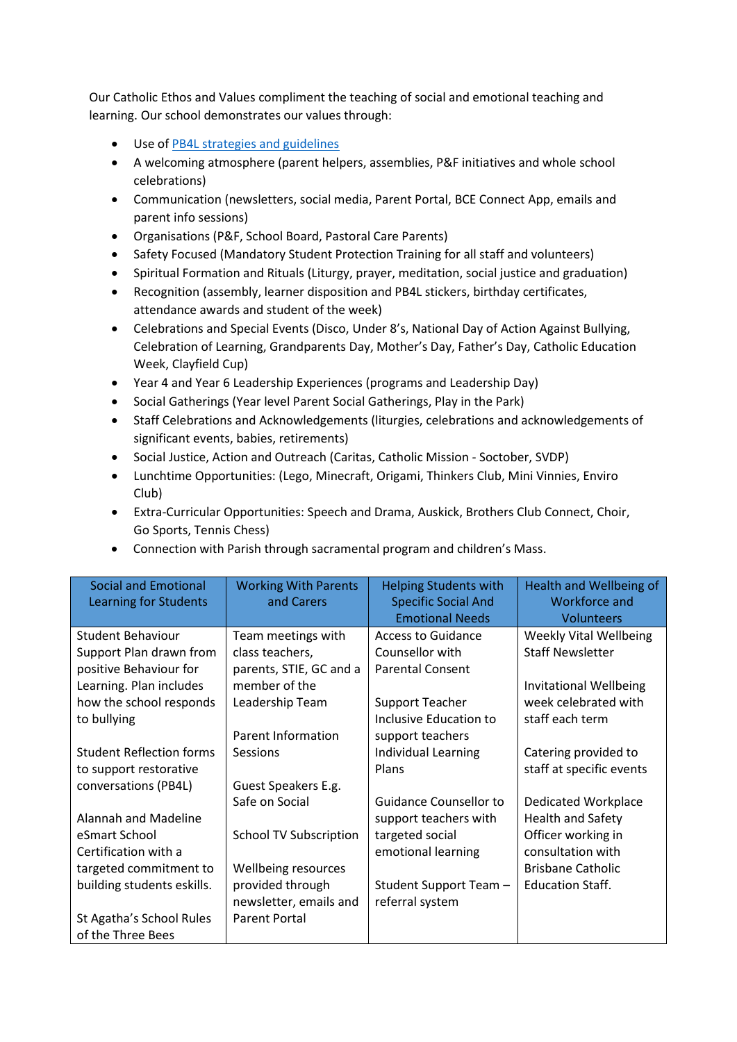Our Catholic Ethos and Values compliment the teaching of social and emotional teaching and learning. Our school demonstrates our values through:

- Use of [PB4L strategies and guidelines]
- A welcoming atmosphere (parent helpers, assemblies, P&F initiatives and whole school celebrations)
- Communication (newsletters, social media, Parent Portal, BCE Connect App, emails and parent info sessions)
- Organisations (P&F, School Board, Pastoral Care Parents)
- Safety Focused (Mandatory Student Protection Training for all staff and volunteers)
- Spiritual Formation and Rituals (Liturgy, prayer, meditation, social justice and graduation)
- Recognition (assembly, learner disposition and PB4L stickers, birthday certificates, attendance awards and student of the week)
- Celebrations and Special Events (Disco, Under 8's, National Day of Action Against Bullying, Celebration of Learning, Grandparents Day, Mother's Day, Father's Day, Catholic Education Week, Clayfield Cup)
- Year 4 and Year 6 Leadership Experiences (programs and Leadership Day)
- Social Gatherings (Year level Parent Social Gatherings, Play in the Park)
- Staff Celebrations and Acknowledgements (liturgies, celebrations and acknowledgements of significant events, babies, retirements)
- Social Justice, Action and Outreach (Caritas, Catholic Mission - Soctober, SVDP)
- Lunchtime Opportunities: (Lego, Minecraft, Origami, Thinkers Club, Mini Vinnies, Enviro Club)
- Extra-Curricular Opportunities: Speech and Drama, Auskick, Brothers Club Connect, Choir, Go Sports, Tennis Chess)
- Connection with Parish through sacramental program and children's Mass.

| Social and Emotional Learning for Students | Working With Parents and Carers | Helping Students with Specific Social And Emotional Needs | Health and Wellbeing of Workforce and Volunteers |
|---|---|---|---|
| Student Behaviour Support Plan drawn from positive Behaviour for Learning. Plan includes how the school responds to bullying<br><br>Student Reflection forms to support restorative conversations (PB4L)<br><br>Alannah and Madeline eSmart School Certification with a targeted commitment to building students eskills.<br><br>St Agatha's School Rules of the Three Bees | Team meetings with class teachers, parents, STIE, GC and a member of the Leadership Team<br><br>Parent Information Sessions<br><br>Guest Speakers E.g. Safe on Social<br><br>School TV Subscription<br><br>Wellbeing resources provided through newsletter, emails and Parent Portal | Access to Guidance Counsellor with Parental Consent<br><br>Support Teacher Inclusive Education to support teachers Individual Learning Plans<br><br>Guidance Counsellor to support teachers with targeted social emotional learning<br><br>Student Support Team – referral system | Weekly Vital Wellbeing Staff Newsletter<br><br>Invitational Wellbeing week celebrated with staff each term<br><br>Catering provided to staff at specific events<br><br>Dedicated Workplace Health and Safety Officer working in consultation with Brisbane Catholic Education Staff. |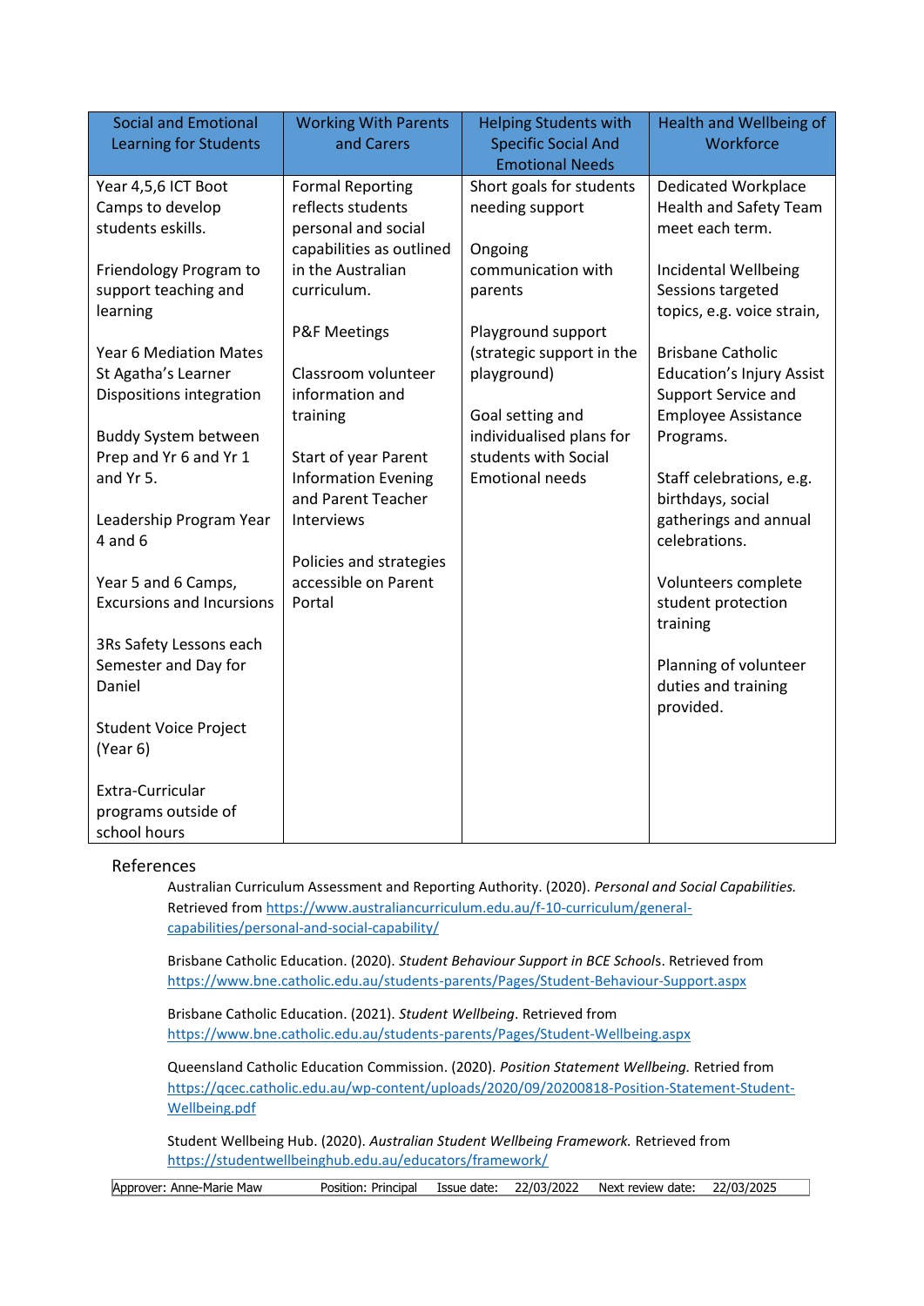| Social and Emotional Learning for Students | Working With Parents and Carers | Helping Students with Specific Social And Emotional Needs | Health and Wellbeing of Workforce |
|---|---|---|---|
| Year 4,5,6 ICT Boot Camps to develop students eskills.<br><br>Friendology Program to support teaching and learning<br><br>Year 6 Mediation Mates St Agatha's Learner Dispositions integration<br><br>Buddy System between Prep and Yr 6 and Yr 1 and Yr 5.<br><br>Leadership Program Year 4 and 6<br><br>Year 5 and 6 Camps, Excursions and Incursions<br><br>3Rs Safety Lessons each Semester and Day for Daniel<br><br>Student Voice Project (Year 6)<br><br>Extra-Curricular programs outside of school hours | Formal Reporting reflects students personal and social capabilities as outlined in the Australian curriculum.<br><br>P&F Meetings<br><br>Classroom volunteer information and training<br><br>Start of year Parent Information Evening and Parent Teacher Interviews<br><br>Policies and strategies accessible on Parent Portal | Short goals for students needing support<br><br>Ongoing communication with parents<br><br>Playground support (strategic support in the playground)<br><br>Goal setting and individualised plans for students with Social Emotional needs | Dedicated Workplace Health and Safety Team meet each term.<br><br>Incidental Wellbeing Sessions targeted topics, e.g. voice strain,<br><br>Brisbane Catholic Education's Injury Assist Support Service and Employee Assistance Programs.<br><br>Staff celebrations, e.g. birthdays, social gatherings and annual celebrations.<br><br>Volunteers complete student protection training<br><br>Planning of volunteer duties and training provided. |

## References

Australian Curriculum Assessment and Reporting Authority. (2020). *Personal and Social Capabilities.* Retrieved from https://www.australiancurriculum.edu.au/f-10-curriculum/general-capabilities/personal-and-social-capability/

Brisbane Catholic Education. (2020). *Student Behaviour Support in BCE School*s. Retrieved from https://www.bne.catholic.edu.au/students-parents/Pages/Student-Behaviour-Support.aspx

Brisbane Catholic Education. (2021). *Student Wellbeing*. Retrieved from https://www.bne.catholic.edu.au/students-parents/Pages/Student-Wellbeing.aspx

Queensland Catholic Education Commission. (2020). *Position Statement Wellbeing.* Retried from https://qcec.catholic.edu.au/wp-content/uploads/2020/09/20200818-Position-Statement-Student-Wellbeing.pdf

Student Wellbeing Hub. (2020). *Australian Student Wellbeing Framework.* Retrieved from https://studentwellbeinghub.edu.au/educators/framework/

| Approver: Anne-Marie Maw | Position: Principal | Issue date: 22/03/2022 | Next review date: 22/03/2025 |
|---|---|---|---|